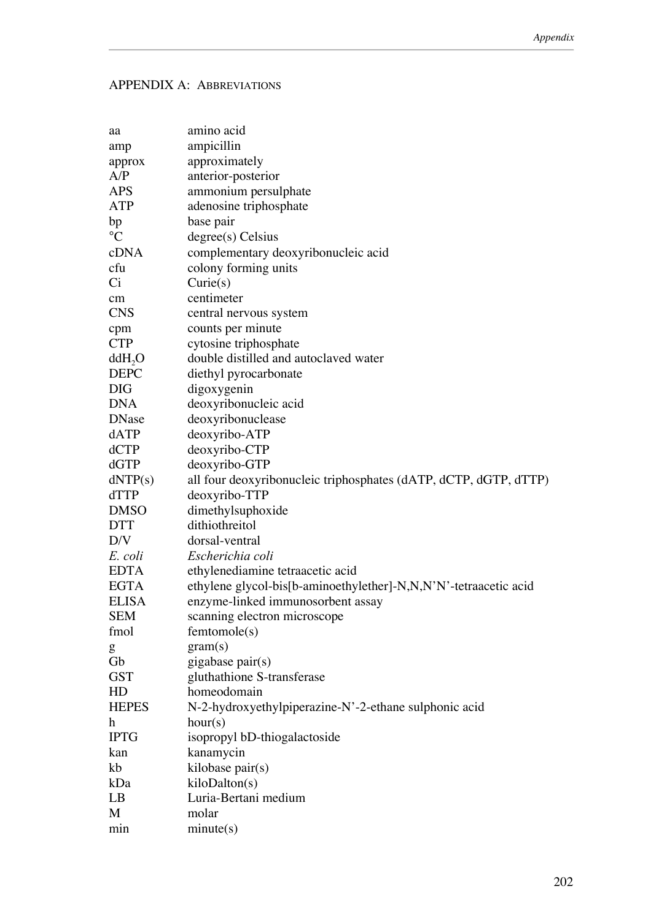## APPENDIX A: ABBREVIATIONS

| | |
|---|---|
| aa | amino acid |
| amp | ampicillin |
| approx | approximately |
| A/P | anterior-posterior |
| APS | ammonium persulphate |
| ATP | adenosine triphosphate |
| bp | base pair |
| °C | degree(s) Celsius |
| cDNA | complementary deoxyribonucleic acid |
| cfu | colony forming units |
| Ci | Curie(s) |
| cm | centimeter |
| CNS | central nervous system |
| cpm | counts per minute |
| CTP | cytosine triphosphate |
| $ddH_2O$ | double distilled and autoclaved water |
| DEPC | diethyl pyrocarbonate |
| DIG | digoxygenin |
| DNA | deoxyribonucleic acid |
| DNase | deoxyribonuclease |
| dATP | deoxyribo-ATP |
| dCTP | deoxyribo-CTP |
| dGTP | deoxyribo-GTP |
| dNTP(s) | all four deoxyribonucleic triphosphates (dATP, dCTP, dGTP, dTTP) |
| dTTP | deoxyribo-TTP |
| DMSO | dimethylsuphoxide |
| DTT | dithiothreitol |
| D/V | dorsal-ventral |
| *E. coli* | *Escherichia coli* |
| EDTA | ethylenediamine tetraacetic acid |
| EGTA | ethylene glycol-bis[b-aminoethylether]-N,N,N'N'-tetraacetic acid |
| ELISA | enzyme-linked immunosorbent assay |
| SEM | scanning electron microscope |
| fmol | femtomole(s) |
| g | gram(s) |
| Gb | gigabase pair(s) |
| GST | gluthathione S-transferase |
| HD | homeodomain |
| HEPES | N-2-hydroxyethylpiperazine-N'-2-ethane sulphonic acid |
| h | hour(s) |
| IPTG | isopropyl bD-thiogalactoside |
| kan | kanamycin |
| kb | kilobase pair(s) |
| kDa | kiloDalton(s) |
| LB | Luria-Bertani medium |
| M | molar |
| min | minute(s) |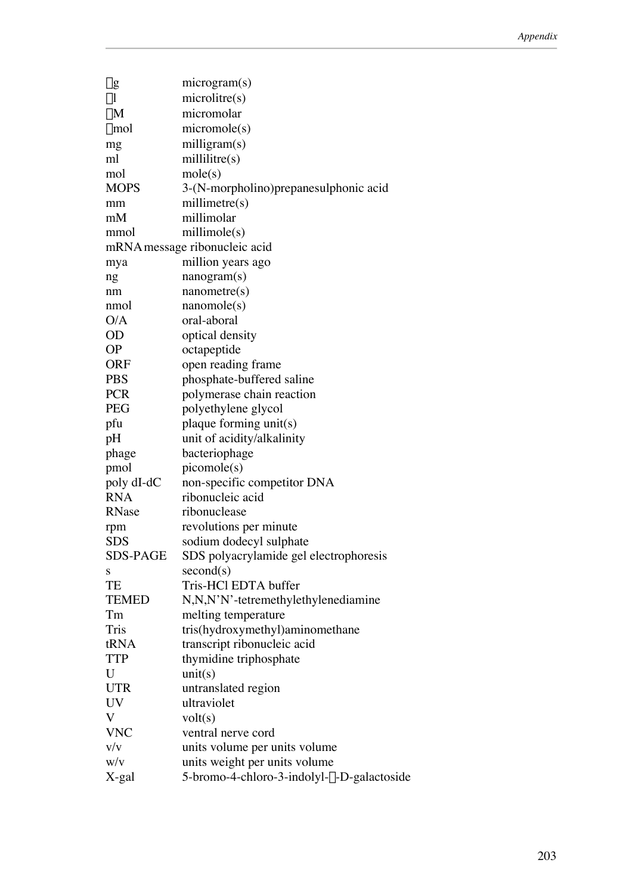| | |
|---|---|
| μg | microgram(s) |
| μl | microlitre(s) |
| μM | micromolar |
| μmol | micromole(s) |
| mg | milligram(s) |
| ml | millilitre(s) |
| mol | mole(s) |
| MOPS | 3-(N-morpholino)prepanesulphonic acid |
| mm | millimetre(s) |
| mM | millimolar |
| mmol | millimole(s) |
| mRNA | message ribonucleic acid |
| mya | million years ago |
| ng | nanogram(s) |
| nm | nanometre(s) |
| nmol | nanomole(s) |
| O/A | oral-aboral |
| OD | optical density |
| OP | octapeptide |
| ORF | open reading frame |
| PBS | phosphate-buffered saline |
| PCR | polymerase chain reaction |
| PEG | polyethylene glycol |
| pfu | plaque forming unit(s) |
| pH | unit of acidity/alkalinity |
| phage | bacteriophage |
| pmol | picomole(s) |
| poly dI-dC | non-specific competitor DNA |
| RNA | ribonucleic acid |
| RNase | ribonuclease |
| rpm | revolutions per minute |
| SDS | sodium dodecyl sulphate |
| SDS-PAGE | SDS polyacrylamide gel electrophoresis |
| s | second(s) |
| TE | Tris-HCl EDTA buffer |
| TEMED | N,N,N'N'-tetremethylethylenediamine |
| Tm | melting temperature |
| Tris | tris(hydroxymethyl)aminomethane |
| tRNA | transcript ribonucleic acid |
| TTP | thymidine triphosphate |
| U | unit(s) |
| UTR | untranslated region |
| UV | ultraviolet |
| V | volt(s) |
| VNC | ventral nerve cord |
| v/v | units volume per units volume |
| w/v | units weight per units volume |
| X-gal | 5-bromo-4-chloro-3-indolyl-β-D-galactoside |